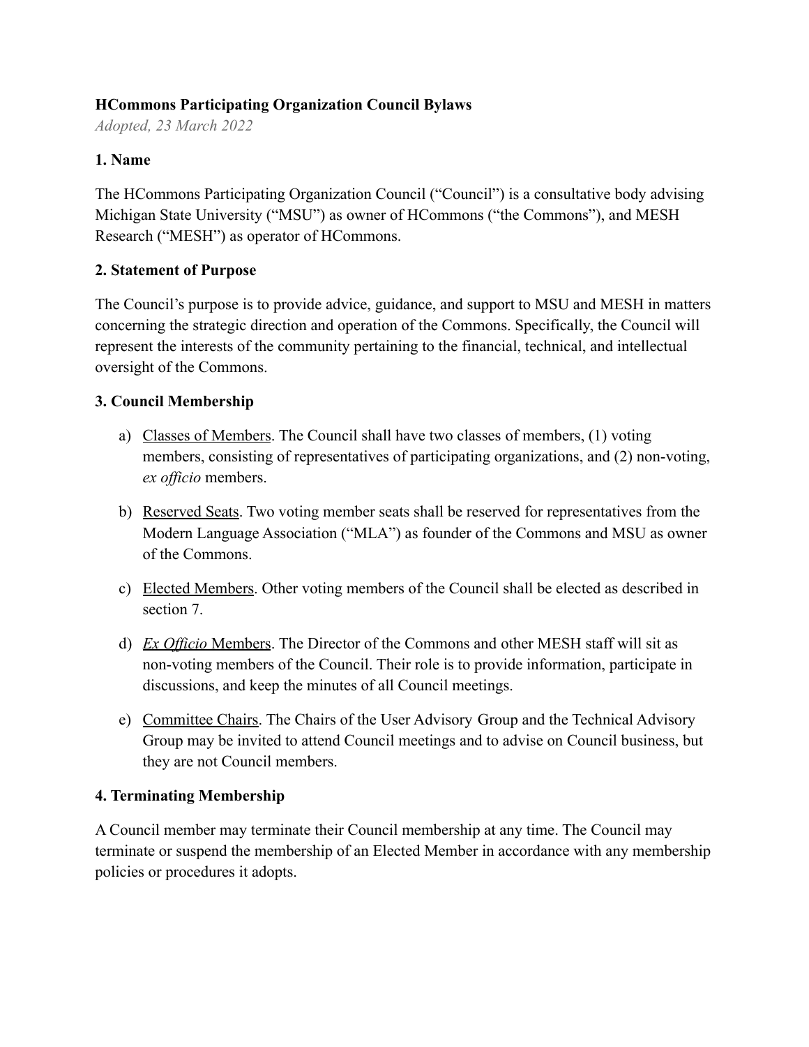**HCommons Participating Organization Council Bylaws**
*Adopted, 23 March 2022*

**1. Name**

The HCommons Participating Organization Council ("Council") is a consultative body advising Michigan State University ("MSU") as owner of HCommons ("the Commons"), and MESH Research ("MESH") as operator of HCommons.

**2. Statement of Purpose**

The Council's purpose is to provide advice, guidance, and support to MSU and MESH in matters concerning the strategic direction and operation of the Commons. Specifically, the Council will represent the interests of the community pertaining to the financial, technical, and intellectual oversight of the Commons.

**3. Council Membership**

a) <u>Classes of Members</u>. The Council shall have two classes of members, (1) voting members, consisting of representatives of participating organizations, and (2) non-voting, *ex officio* members.

b) <u>Reserved Seats</u>. Two voting member seats shall be reserved for representatives from the Modern Language Association ("MLA") as founder of the Commons and MSU as owner of the Commons.

c) <u>Elected Members</u>. Other voting members of the Council shall be elected as described in section 7.

d) <u>*Ex Officio* Members</u>. The Director of the Commons and other MESH staff will sit as non-voting members of the Council. Their role is to provide information, participate in discussions, and keep the minutes of all Council meetings.

e) <u>Committee Chairs</u>. The Chairs of the User Advisory Group and the Technical Advisory Group may be invited to attend Council meetings and to advise on Council business, but they are not Council members.

**4. Terminating Membership**

A Council member may terminate their Council membership at any time. The Council may terminate or suspend the membership of an Elected Member in accordance with any membership policies or procedures it adopts.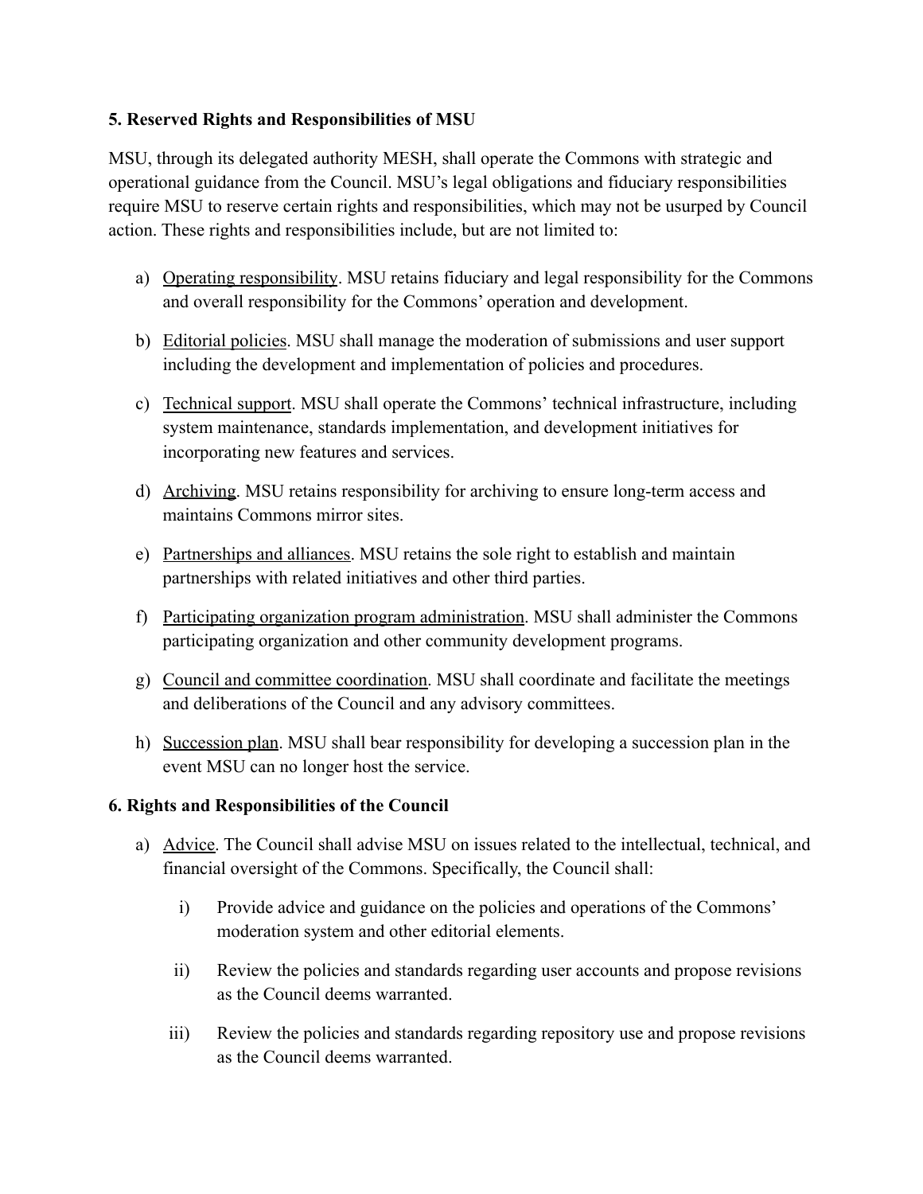**5. Reserved Rights and Responsibilities of MSU**

MSU, through its delegated authority MESH, shall operate the Commons with strategic and operational guidance from the Council. MSU's legal obligations and fiduciary responsibilities require MSU to reserve certain rights and responsibilities, which may not be usurped by Council action. These rights and responsibilities include, but are not limited to:

a) Operating responsibility. MSU retains fiduciary and legal responsibility for the Commons and overall responsibility for the Commons' operation and development.

b) Editorial policies. MSU shall manage the moderation of submissions and user support including the development and implementation of policies and procedures.

c) Technical support. MSU shall operate the Commons' technical infrastructure, including system maintenance, standards implementation, and development initiatives for incorporating new features and services.

d) Archiving. MSU retains responsibility for archiving to ensure long-term access and maintains Commons mirror sites.

e) Partnerships and alliances. MSU retains the sole right to establish and maintain partnerships with related initiatives and other third parties.

f) Participating organization program administration. MSU shall administer the Commons participating organization and other community development programs.

g) Council and committee coordination. MSU shall coordinate and facilitate the meetings and deliberations of the Council and any advisory committees.

h) Succession plan. MSU shall bear responsibility for developing a succession plan in the event MSU can no longer host the service.

**6. Rights and Responsibilities of the Council**

a) Advice. The Council shall advise MSU on issues related to the intellectual, technical, and financial oversight of the Commons. Specifically, the Council shall:

   i) Provide advice and guidance on the policies and operations of the Commons' moderation system and other editorial elements.

   ii) Review the policies and standards regarding user accounts and propose revisions as the Council deems warranted.

   iii) Review the policies and standards regarding repository use and propose revisions as the Council deems warranted.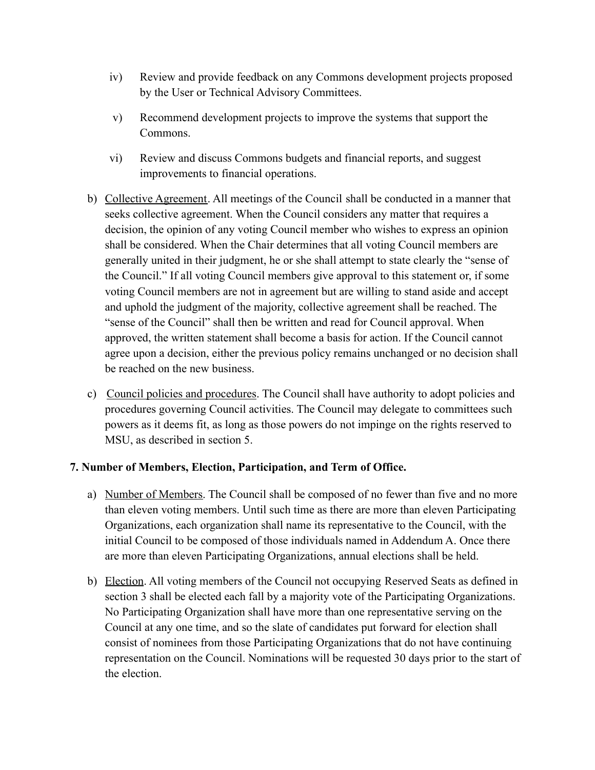iv) Review and provide feedback on any Commons development projects proposed by the User or Technical Advisory Committees.

v) Recommend development projects to improve the systems that support the Commons.

vi) Review and discuss Commons budgets and financial reports, and suggest improvements to financial operations.

b) Collective Agreement. All meetings of the Council shall be conducted in a manner that seeks collective agreement. When the Council considers any matter that requires a decision, the opinion of any voting Council member who wishes to express an opinion shall be considered. When the Chair determines that all voting Council members are generally united in their judgment, he or she shall attempt to state clearly the "sense of the Council." If all voting Council members give approval to this statement or, if some voting Council members are not in agreement but are willing to stand aside and accept and uphold the judgment of the majority, collective agreement shall be reached. The "sense of the Council" shall then be written and read for Council approval. When approved, the written statement shall become a basis for action. If the Council cannot agree upon a decision, either the previous policy remains unchanged or no decision shall be reached on the new business.

c) Council policies and procedures. The Council shall have authority to adopt policies and procedures governing Council activities. The Council may delegate to committees such powers as it deems fit, as long as those powers do not impinge on the rights reserved to MSU, as described in section 5.

### 7. Number of Members, Election, Participation, and Term of Office.

a) Number of Members. The Council shall be composed of no fewer than five and no more than eleven voting members. Until such time as there are more than eleven Participating Organizations, each organization shall name its representative to the Council, with the initial Council to be composed of those individuals named in Addendum A. Once there are more than eleven Participating Organizations, annual elections shall be held.

b) Election. All voting members of the Council not occupying Reserved Seats as defined in section 3 shall be elected each fall by a majority vote of the Participating Organizations. No Participating Organization shall have more than one representative serving on the Council at any one time, and so the slate of candidates put forward for election shall consist of nominees from those Participating Organizations that do not have continuing representation on the Council. Nominations will be requested 30 days prior to the start of the election.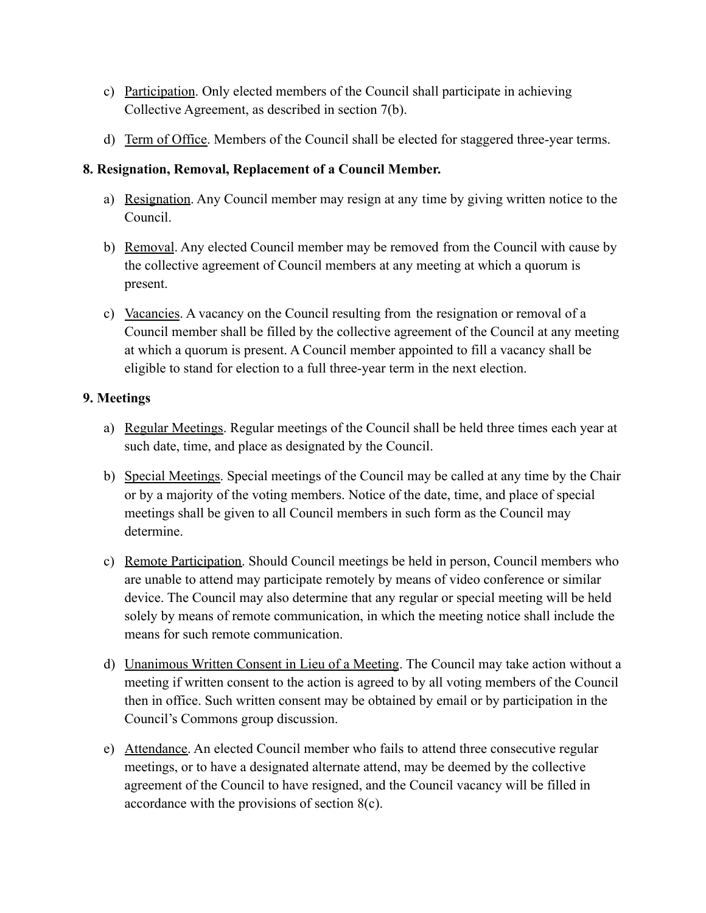c) Participation. Only elected members of the Council shall participate in achieving Collective Agreement, as described in section 7(b).

d) Term of Office. Members of the Council shall be elected for staggered three-year terms.

**8. Resignation, Removal, Replacement of a Council Member.**

a) Resignation. Any Council member may resign at any time by giving written notice to the Council.

b) Removal. Any elected Council member may be removed from the Council with cause by the collective agreement of Council members at any meeting at which a quorum is present.

c) Vacancies. A vacancy on the Council resulting from the resignation or removal of a Council member shall be filled by the collective agreement of the Council at any meeting at which a quorum is present. A Council member appointed to fill a vacancy shall be eligible to stand for election to a full three-year term in the next election.

**9. Meetings**

a) Regular Meetings. Regular meetings of the Council shall be held three times each year at such date, time, and place as designated by the Council.

b) Special Meetings. Special meetings of the Council may be called at any time by the Chair or by a majority of the voting members. Notice of the date, time, and place of special meetings shall be given to all Council members in such form as the Council may determine.

c) Remote Participation. Should Council meetings be held in person, Council members who are unable to attend may participate remotely by means of video conference or similar device. The Council may also determine that any regular or special meeting will be held solely by means of remote communication, in which the meeting notice shall include the means for such remote communication.

d) Unanimous Written Consent in Lieu of a Meeting. The Council may take action without a meeting if written consent to the action is agreed to by all voting members of the Council then in office. Such written consent may be obtained by email or by participation in the Council's Commons group discussion.

e) Attendance. An elected Council member who fails to attend three consecutive regular meetings, or to have a designated alternate attend, may be deemed by the collective agreement of the Council to have resigned, and the Council vacancy will be filled in accordance with the provisions of section 8(c).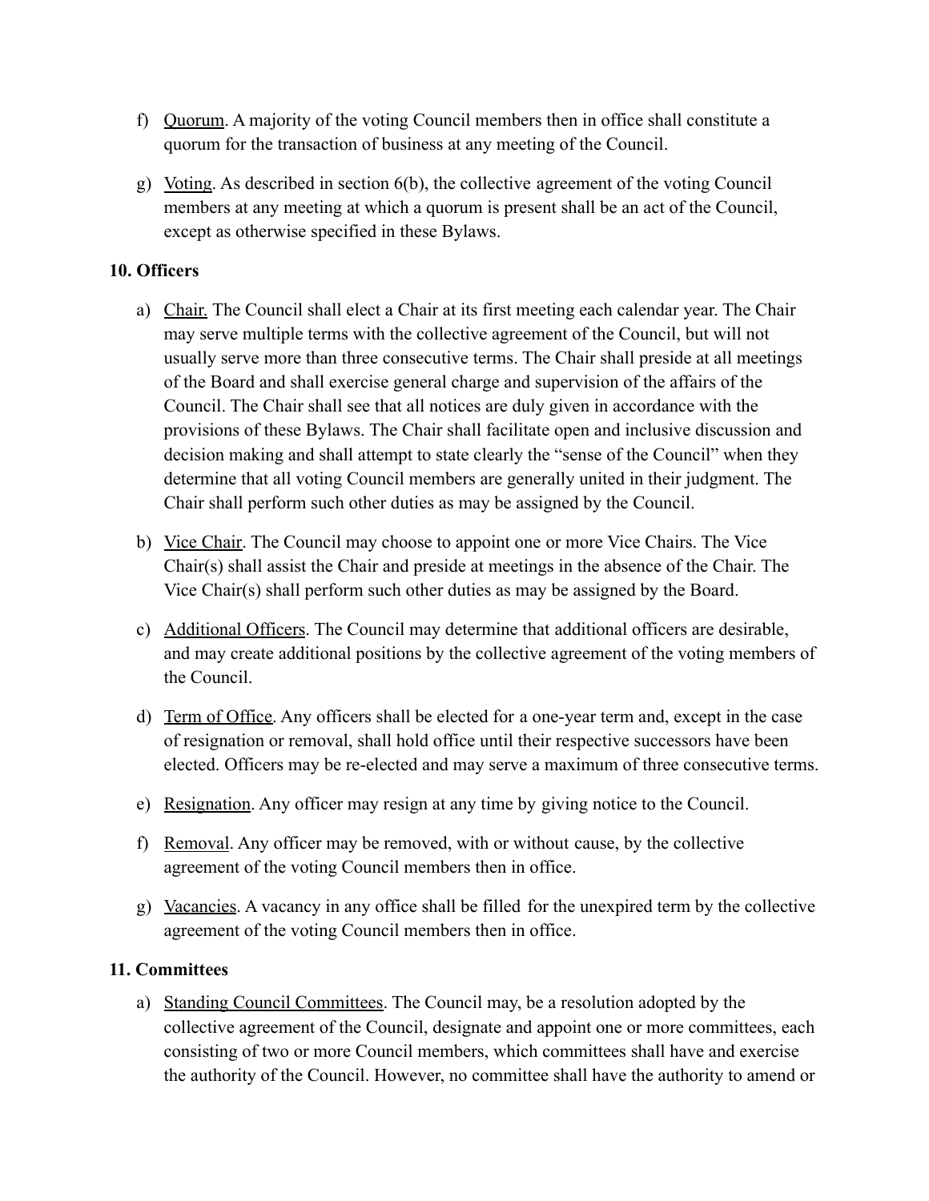f) Quorum. A majority of the voting Council members then in office shall constitute a quorum for the transaction of business at any meeting of the Council.

g) Voting. As described in section 6(b), the collective agreement of the voting Council members at any meeting at which a quorum is present shall be an act of the Council, except as otherwise specified in these Bylaws.

### 10. Officers

a) Chair. The Council shall elect a Chair at its first meeting each calendar year. The Chair may serve multiple terms with the collective agreement of the Council, but will not usually serve more than three consecutive terms. The Chair shall preside at all meetings of the Board and shall exercise general charge and supervision of the affairs of the Council. The Chair shall see that all notices are duly given in accordance with the provisions of these Bylaws. The Chair shall facilitate open and inclusive discussion and decision making and shall attempt to state clearly the "sense of the Council" when they determine that all voting Council members are generally united in their judgment. The Chair shall perform such other duties as may be assigned by the Council.

b) Vice Chair. The Council may choose to appoint one or more Vice Chairs. The Vice Chair(s) shall assist the Chair and preside at meetings in the absence of the Chair. The Vice Chair(s) shall perform such other duties as may be assigned by the Board.

c) Additional Officers. The Council may determine that additional officers are desirable, and may create additional positions by the collective agreement of the voting members of the Council.

d) Term of Office. Any officers shall be elected for a one-year term and, except in the case of resignation or removal, shall hold office until their respective successors have been elected. Officers may be re-elected and may serve a maximum of three consecutive terms.

e) Resignation. Any officer may resign at any time by giving notice to the Council.

f) Removal. Any officer may be removed, with or without cause, by the collective agreement of the voting Council members then in office.

g) Vacancies. A vacancy in any office shall be filled for the unexpired term by the collective agreement of the voting Council members then in office.

### 11. Committees

a) Standing Council Committees. The Council may, be a resolution adopted by the collective agreement of the Council, designate and appoint one or more committees, each consisting of two or more Council members, which committees shall have and exercise the authority of the Council. However, no committee shall have the authority to amend or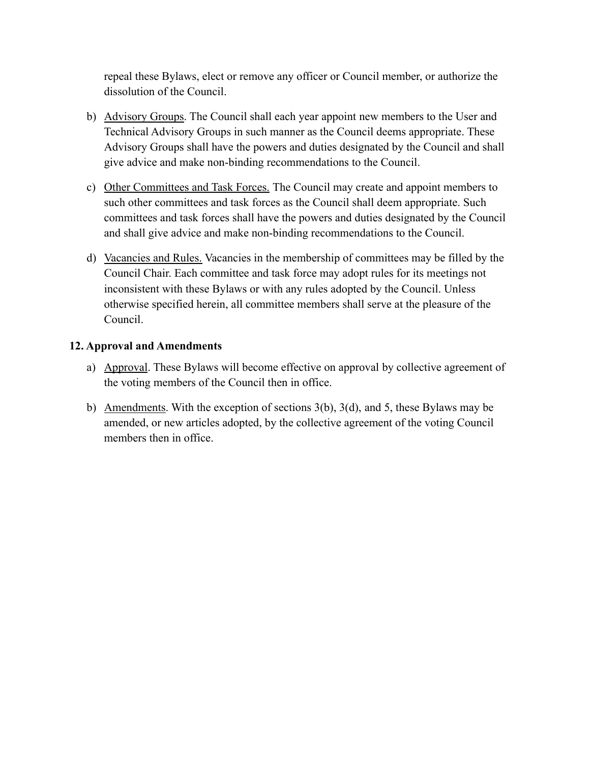repeal these Bylaws, elect or remove any officer or Council member, or authorize the dissolution of the Council.

b) Advisory Groups. The Council shall each year appoint new members to the User and Technical Advisory Groups in such manner as the Council deems appropriate. These Advisory Groups shall have the powers and duties designated by the Council and shall give advice and make non-binding recommendations to the Council.

c) Other Committees and Task Forces. The Council may create and appoint members to such other committees and task forces as the Council shall deem appropriate. Such committees and task forces shall have the powers and duties designated by the Council and shall give advice and make non-binding recommendations to the Council.

d) Vacancies and Rules. Vacancies in the membership of committees may be filled by the Council Chair. Each committee and task force may adopt rules for its meetings not inconsistent with these Bylaws or with any rules adopted by the Council. Unless otherwise specified herein, all committee members shall serve at the pleasure of the Council.

## 12. Approval and Amendments

a) Approval. These Bylaws will become effective on approval by collective agreement of the voting members of the Council then in office.

b) Amendments. With the exception of sections 3(b), 3(d), and 5, these Bylaws may be amended, or new articles adopted, by the collective agreement of the voting Council members then in office.